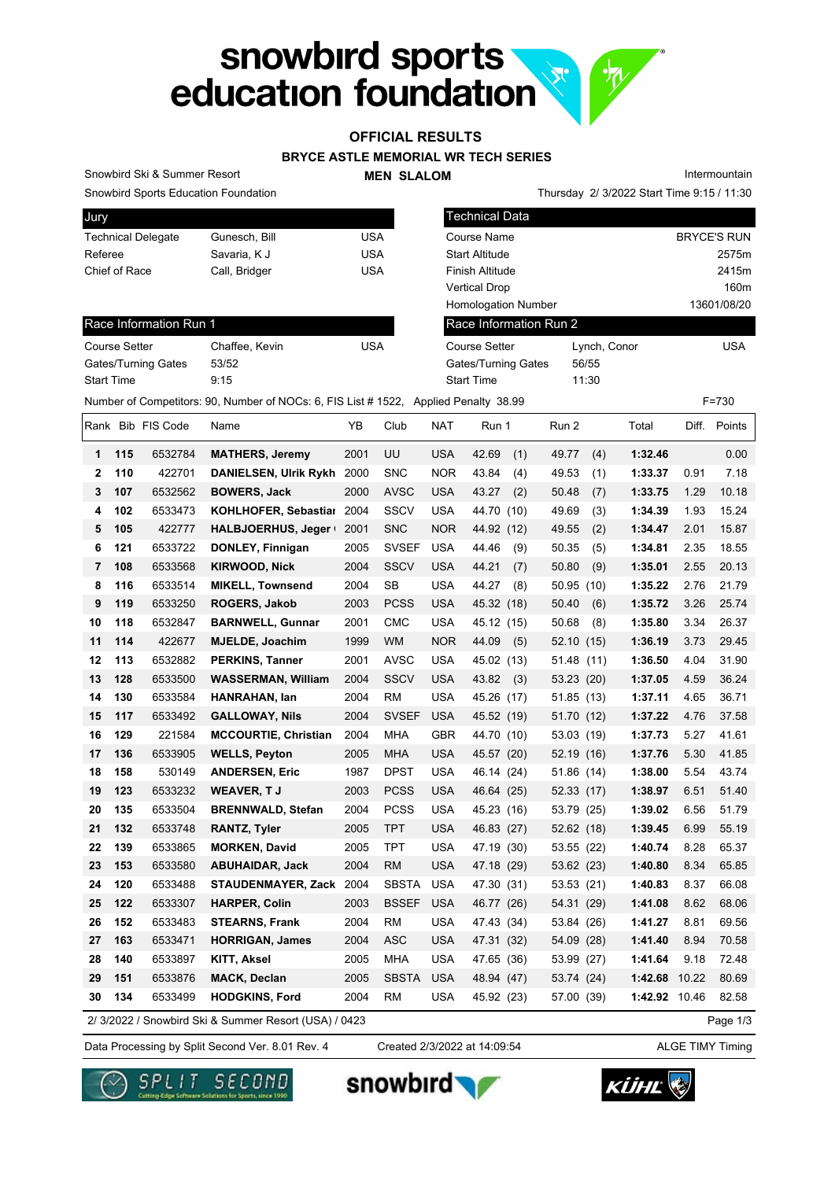# OFFICIAL RESULTS

## BRYCE ASTLE MEMORIAL WR TECH SERIES

### MEN SLALOM

Snowbird Ski & Summer Resort
Snowbird Sports Education Foundation

Intermountain
Thursday 2/ 3/2022 Start Time 9:15 / 11:30

| Jury | | |
|---|---|---|
| Technical Delegate | Gunesch, Bill | USA |
| Referee | Savaria, K J | USA |
| Chief of Race | Call, Bridger | USA |

| Technical Data | |
|---|---|
| Course Name | BRYCE'S RUN |
| Start Altitude | 2575m |
| Finish Altitude | 2415m |
| Vertical Drop | 160m |
| Homologation Number | 13601/08/20 |

| Race Information Run 1 | | |
|---|---|---|
| Course Setter | Chaffee, Kevin | USA |
| Gates/Turning Gates | 53/52 | |
| Start Time | 9:15 | |

| Race Information Run 2 | | |
|---|---|---|
| Course Setter | Lynch, Conor | USA |
| Gates/Turning Gates | 56/55 | |
| Start Time | 11:30 | |

Number of Competitors: 90, Number of NOCs: 6, FIS List # 1522, Applied Penalty 38.99 F=730

| Rank | Bib | FIS Code | Name | YB | Club | NAT | Run 1 | Run 2 | Total | Diff. | Points |
|---|---|---|---|---|---|---|---|---|---|---|---|
| 1 | 115 | 6532784 | **MATHERS, Jeremy** | 2001 | UU | USA | 42.69 (1) | 49.77 (4) | **1:32.46** | | 0.00 |
| 2 | 110 | 422701 | **DANIELSEN, Ulrik Rykh** | 2000 | SNC | NOR | 43.84 (4) | 49.53 (1) | **1:33.37** | 0.91 | 7.18 |
| 3 | 107 | 6532562 | **BOWERS, Jack** | 2000 | AVSC | USA | 43.27 (2) | 50.48 (7) | **1:33.75** | 1.29 | 10.18 |
| 4 | 102 | 6533473 | **KOHLHOFER, Sebastiar** | 2004 | SSCV | USA | 44.70 (10) | 49.69 (3) | **1:34.39** | 1.93 | 15.24 |
| 5 | 105 | 422777 | **HALBJOERHUS, Jeger** | 2001 | SNC | NOR | 44.92 (12) | 49.55 (2) | **1:34.47** | 2.01 | 15.87 |
| 6 | 121 | 6533722 | **DONLEY, Finnigan** | 2005 | SVSEF | USA | 44.46 (9) | 50.35 (5) | **1:34.81** | 2.35 | 18.55 |
| 7 | 108 | 6533568 | **KIRWOOD, Nick** | 2004 | SSCV | USA | 44.21 (7) | 50.80 (9) | **1:35.01** | 2.55 | 20.13 |
| 8 | 116 | 6533514 | **MIKELL, Townsend** | 2004 | SB | USA | 44.27 (8) | 50.95 (10) | **1:35.22** | 2.76 | 21.79 |
| 9 | 119 | 6533250 | **ROGERS, Jakob** | 2003 | PCSS | USA | 45.32 (18) | 50.40 (6) | **1:35.72** | 3.26 | 25.74 |
| 10 | 118 | 6532847 | **BARNWELL, Gunnar** | 2001 | CMC | USA | 45.12 (15) | 50.68 (8) | **1:35.80** | 3.34 | 26.37 |
| 11 | 114 | 422677 | **MJELDE, Joachim** | 1999 | WM | NOR | 44.09 (5) | 52.10 (15) | **1:36.19** | 3.73 | 29.45 |
| 12 | 113 | 6532882 | **PERKINS, Tanner** | 2001 | AVSC | USA | 45.02 (13) | 51.48 (11) | **1:36.50** | 4.04 | 31.90 |
| 13 | 128 | 6533500 | **WASSERMAN, William** | 2004 | SSCV | USA | 43.82 (3) | 53.23 (20) | **1:37.05** | 4.59 | 36.24 |
| 14 | 130 | 6533584 | **HANRAHAN, Ian** | 2004 | RM | USA | 45.26 (17) | 51.85 (13) | **1:37.11** | 4.65 | 36.71 |
| 15 | 117 | 6533492 | **GALLOWAY, Nils** | 2004 | SVSEF | USA | 45.52 (19) | 51.70 (12) | **1:37.22** | 4.76 | 37.58 |
| 16 | 129 | 221584 | **MCCOURTIE, Christian** | 2004 | MHA | GBR | 44.70 (10) | 53.03 (19) | **1:37.73** | 5.27 | 41.61 |
| 17 | 136 | 6533905 | **WELLS, Peyton** | 2005 | MHA | USA | 45.57 (20) | 52.19 (16) | **1:37.76** | 5.30 | 41.85 |
| 18 | 158 | 530149 | **ANDERSEN, Eric** | 1987 | DPST | USA | 46.14 (24) | 51.86 (14) | **1:38.00** | 5.54 | 43.74 |
| 19 | 123 | 6533232 | **WEAVER, T J** | 2003 | PCSS | USA | 46.64 (25) | 52.33 (17) | **1:38.97** | 6.51 | 51.40 |
| 20 | 135 | 6533504 | **BRENNWALD, Stefan** | 2004 | PCSS | USA | 45.23 (16) | 53.79 (25) | **1:39.02** | 6.56 | 51.79 |
| 21 | 132 | 6533748 | **RANTZ, Tyler** | 2005 | TPT | USA | 46.83 (27) | 52.62 (18) | **1:39.45** | 6.99 | 55.19 |
| 22 | 139 | 6533865 | **MORKEN, David** | 2005 | TPT | USA | 47.19 (30) | 53.55 (22) | **1:40.74** | 8.28 | 65.37 |
| 23 | 153 | 6533580 | **ABUHAIDAR, Jack** | 2004 | RM | USA | 47.18 (29) | 53.62 (23) | **1:40.80** | 8.34 | 65.85 |
| 24 | 120 | 6533488 | **STAUDENMAYER, Zack** | 2004 | SBSTA | USA | 47.30 (31) | 53.53 (21) | **1:40.83** | 8.37 | 66.08 |
| 25 | 122 | 6533307 | **HARPER, Colin** | 2003 | BSSEF | USA | 46.77 (26) | 54.31 (29) | **1:41.08** | 8.62 | 68.06 |
| 26 | 152 | 6533483 | **STEARNS, Frank** | 2004 | RM | USA | 47.43 (34) | 53.84 (26) | **1:41.27** | 8.81 | 69.56 |
| 27 | 163 | 6533471 | **HORRIGAN, James** | 2004 | ASC | USA | 47.31 (32) | 54.09 (28) | **1:41.40** | 8.94 | 70.58 |
| 28 | 140 | 6533897 | **KITT, Aksel** | 2005 | MHA | USA | 47.65 (36) | 53.99 (27) | **1:41.64** | 9.18 | 72.48 |
| 29 | 151 | 6533876 | **MACK, Declan** | 2005 | SBSTA | USA | 48.94 (47) | 53.74 (24) | **1:42.68** | 10.22 | 80.69 |
| 30 | 134 | 6533499 | **HODGKINS, Ford** | 2004 | RM | USA | 45.92 (23) | 57.00 (39) | **1:42.92** | 10.46 | 82.58 |

2/ 3/2022 / Snowbird Ski & Summer Resort (USA) / 0423

Data Processing by Split Second Ver. 8.01 Rev. 4 Created 2/3/2022 at 14:09:54 ALGE TIMY Timing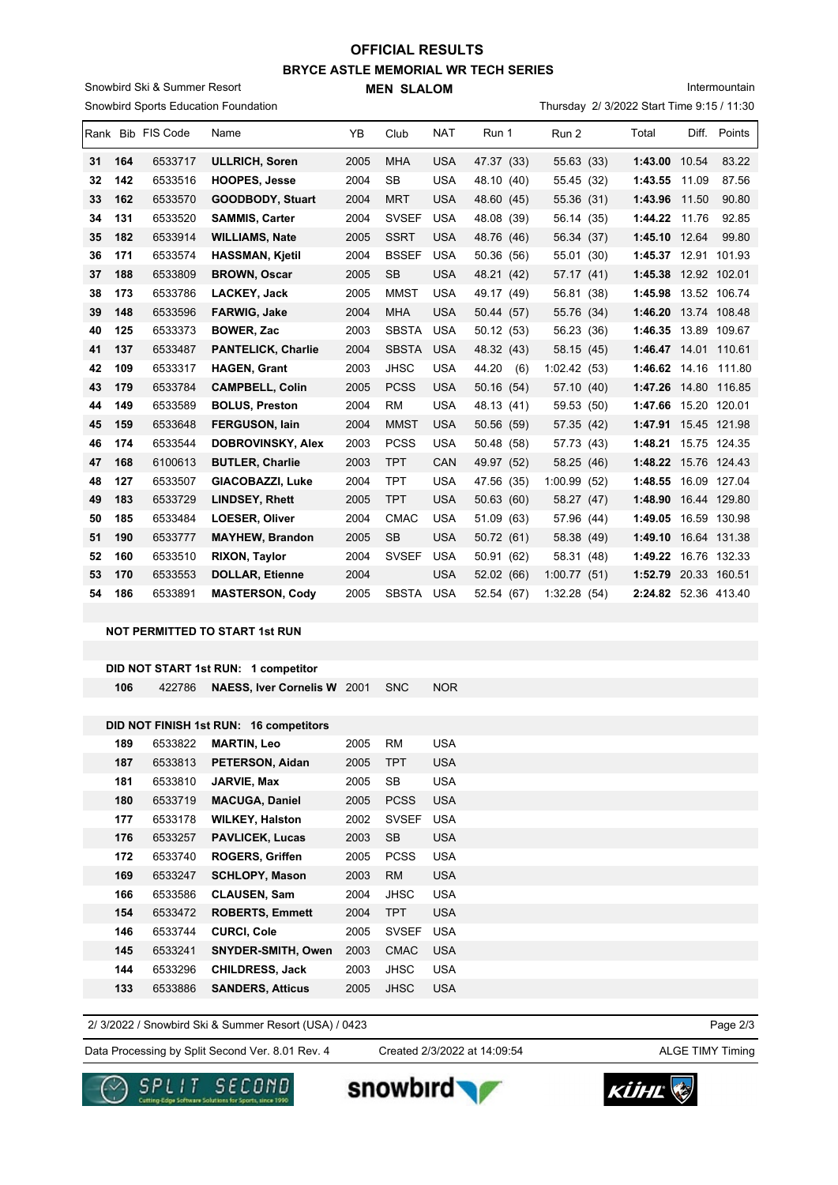# OFFICIAL RESULTS

## BRYCE ASTLE MEMORIAL WR TECH SERIES

### MEN SLALOM

Snowbird Ski & Summer Resort

Snowbird Sports Education Foundation

Intermountain

Thursday 2/ 3/2022 Start Time 9:15 / 11:30

| Rank | Bib | FIS Code | Name | YB | Club | NAT | Run 1 | Run 2 | Total | Diff. | Points |
|---|---|---|---|---|---|---|---|---|---|---|---|
| 31 | 164 | 6533717 | **ULLRICH, Soren** | 2005 | MHA | USA | 47.37 (33) | 55.63 (33) | **1:43.00** | 10.54 | 83.22 |
| 32 | 142 | 6533516 | **HOOPES, Jesse** | 2004 | SB | USA | 48.10 (40) | 55.45 (32) | **1:43.55** | 11.09 | 87.56 |
| 33 | 162 | 6533570 | **GOODBODY, Stuart** | 2004 | MRT | USA | 48.60 (45) | 55.36 (31) | **1:43.96** | 11.50 | 90.80 |
| 34 | 131 | 6533520 | **SAMMIS, Carter** | 2004 | SVSEF | USA | 48.08 (39) | 56.14 (35) | **1:44.22** | 11.76 | 92.85 |
| 35 | 182 | 6533914 | **WILLIAMS, Nate** | 2005 | SSRT | USA | 48.76 (46) | 56.34 (37) | **1:45.10** | 12.64 | 99.80 |
| 36 | 171 | 6533574 | **HASSMAN, Kjetil** | 2004 | BSSEF | USA | 50.36 (56) | 55.01 (30) | **1:45.37** | 12.91 | 101.93 |
| 37 | 188 | 6533809 | **BROWN, Oscar** | 2005 | SB | USA | 48.21 (42) | 57.17 (41) | **1:45.38** | 12.92 | 102.01 |
| 38 | 173 | 6533786 | **LACKEY, Jack** | 2005 | MMST | USA | 49.17 (49) | 56.81 (38) | **1:45.98** | 13.52 | 106.74 |
| 39 | 148 | 6533596 | **FARWIG, Jake** | 2004 | MHA | USA | 50.44 (57) | 55.76 (34) | **1:46.20** | 13.74 | 108.48 |
| 40 | 125 | 6533373 | **BOWER, Zac** | 2003 | SBSTA | USA | 50.12 (53) | 56.23 (36) | **1:46.35** | 13.89 | 109.67 |
| 41 | 137 | 6533487 | **PANTELICK, Charlie** | 2004 | SBSTA | USA | 48.32 (43) | 58.15 (45) | **1:46.47** | 14.01 | 110.61 |
| 42 | 109 | 6533317 | **HAGEN, Grant** | 2003 | JHSC | USA | 44.20 (6) | 1:02.42 (53) | **1:46.62** | 14.16 | 111.80 |
| 43 | 179 | 6533784 | **CAMPBELL, Colin** | 2005 | PCSS | USA | 50.16 (54) | 57.10 (40) | **1:47.26** | 14.80 | 116.85 |
| 44 | 149 | 6533589 | **BOLUS, Preston** | 2004 | RM | USA | 48.13 (41) | 59.53 (50) | **1:47.66** | 15.20 | 120.01 |
| 45 | 159 | 6533648 | **FERGUSON, Iain** | 2004 | MMST | USA | 50.56 (59) | 57.35 (42) | **1:47.91** | 15.45 | 121.98 |
| 46 | 174 | 6533544 | **DOBROVINSKY, Alex** | 2003 | PCSS | USA | 50.48 (58) | 57.73 (43) | **1:48.21** | 15.75 | 124.35 |
| 47 | 168 | 6100613 | **BUTLER, Charlie** | 2003 | TPT | CAN | 49.97 (52) | 58.25 (46) | **1:48.22** | 15.76 | 124.43 |
| 48 | 127 | 6533507 | **GIACOBAZZI, Luke** | 2004 | TPT | USA | 47.56 (35) | 1:00.99 (52) | **1:48.55** | 16.09 | 127.04 |
| 49 | 183 | 6533729 | **LINDSEY, Rhett** | 2005 | TPT | USA | 50.63 (60) | 58.27 (47) | **1:48.90** | 16.44 | 129.80 |
| 50 | 185 | 6533484 | **LOESER, Oliver** | 2004 | CMAC | USA | 51.09 (63) | 57.96 (44) | **1:49.05** | 16.59 | 130.98 |
| 51 | 190 | 6533777 | **MAYHEW, Brandon** | 2005 | SB | USA | 50.72 (61) | 58.38 (49) | **1:49.10** | 16.64 | 131.38 |
| 52 | 160 | 6533510 | **RIXON, Taylor** | 2004 | SVSEF | USA | 50.91 (62) | 58.31 (48) | **1:49.22** | 16.76 | 132.33 |
| 53 | 170 | 6533553 | **DOLLAR, Etienne** | 2004 | | USA | 52.02 (66) | 1:00.77 (51) | **1:52.79** | 20.33 | 160.51 |
| 54 | 186 | 6533891 | **MASTERSON, Cody** | 2005 | SBSTA | USA | 52.54 (67) | 1:32.28 (54) | **2:24.82** | 52.36 | 413.40 |

**NOT PERMITTED TO START 1st RUN**

**DID NOT START 1st RUN: 1 competitor**

| Bib | FIS Code | Name | YB | Club | NAT |
|---|---|---|---|---|---|
| 106 | 422786 | **NAESS, Iver Cornelis W** | 2001 | SNC | NOR |

**DID NOT FINISH 1st RUN: 16 competitors**

| Bib | FIS Code | Name | YB | Club | NAT |
|---|---|---|---|---|---|
| 189 | 6533822 | **MARTIN, Leo** | 2005 | RM | USA |
| 187 | 6533813 | **PETERSON, Aidan** | 2005 | TPT | USA |
| 181 | 6533810 | **JARVIE, Max** | 2005 | SB | USA |
| 180 | 6533719 | **MACUGA, Daniel** | 2005 | PCSS | USA |
| 177 | 6533178 | **WILKEY, Halston** | 2002 | SVSEF | USA |
| 176 | 6533257 | **PAVLICEK, Lucas** | 2003 | SB | USA |
| 172 | 6533740 | **ROGERS, Griffen** | 2005 | PCSS | USA |
| 169 | 6533247 | **SCHLOPY, Mason** | 2003 | RM | USA |
| 166 | 6533586 | **CLAUSEN, Sam** | 2004 | JHSC | USA |
| 154 | 6533472 | **ROBERTS, Emmett** | 2004 | TPT | USA |
| 146 | 6533744 | **CURCI, Cole** | 2005 | SVSEF | USA |
| 145 | 6533241 | **SNYDER-SMITH, Owen** | 2003 | CMAC | USA |
| 144 | 6533296 | **CHILDRESS, Jack** | 2003 | JHSC | USA |
| 133 | 6533886 | **SANDERS, Atticus** | 2005 | JHSC | USA |

2/ 3/2022 / Snowbird Ski & Summer Resort (USA) / 0423

Data Processing by Split Second Ver. 8.01 Rev. 4    Created 2/3/2022 at 14:09:54    ALGE TIMY Timing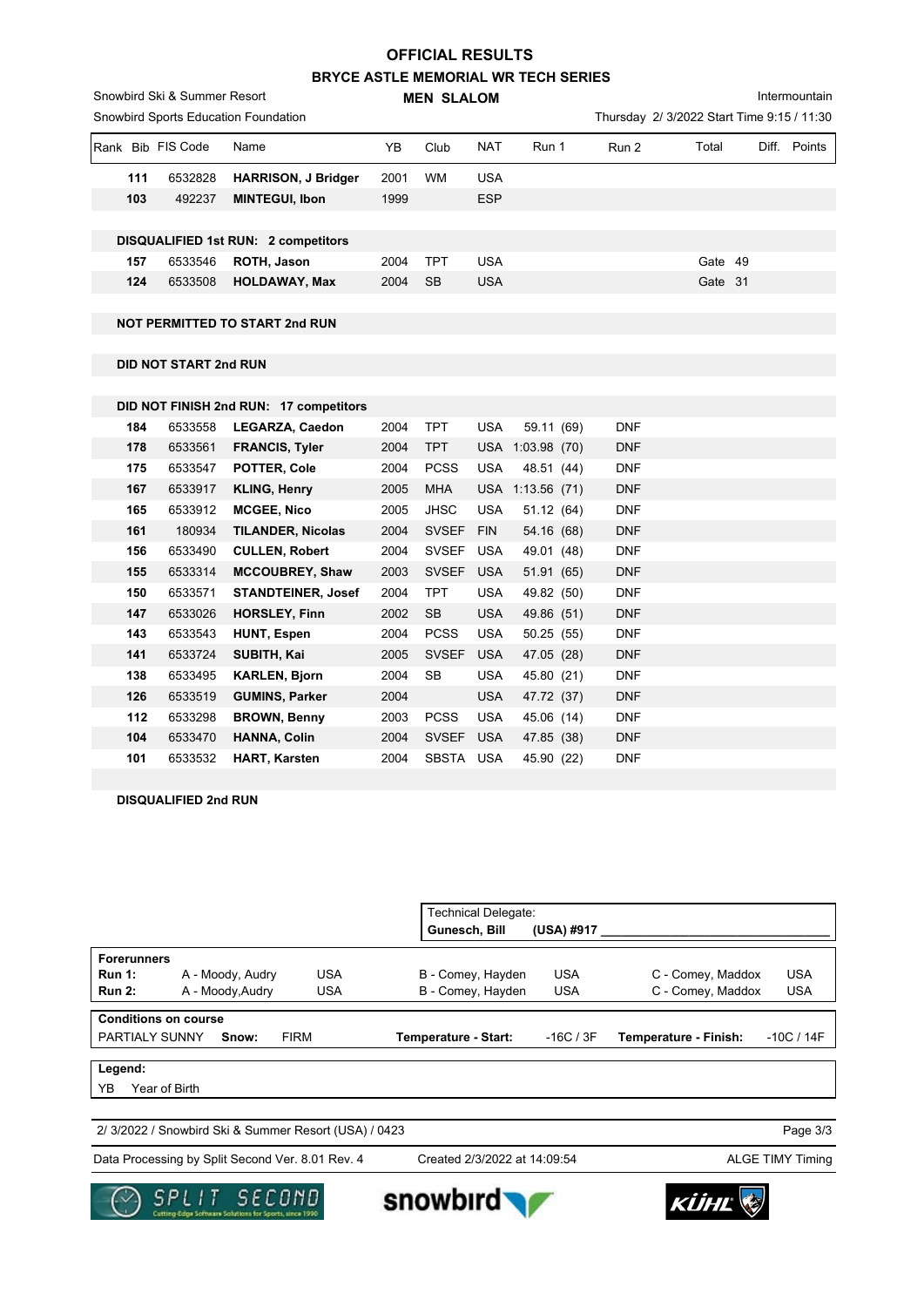# OFFICIAL RESULTS

## BRYCE ASTLE MEMORIAL WR TECH SERIES

### MEN SLALOM

Snowbird Ski & Summer Resort — Intermountain

Snowbird Sports Education Foundation — Thursday 2/ 3/2022 Start Time 9:15 / 11:30

| Rank | Bib | FIS Code | Name | YB | Club | NAT | Run 1 | Run 2 | Total | Diff. | Points |
|---|---|---|---|---|---|---|---|---|---|---|---|
| | 111 | 6532828 | **HARRISON, J Bridger** | 2001 | WM | USA | | | | | |
| | 103 | 492237 | **MINTEGUI, Ibon** | 1999 | | ESP | | | | | |
| **DISQUALIFIED 1st RUN: 2 competitors** | | | | | | | | | | | |
| | 157 | 6533546 | **ROTH, Jason** | 2004 | TPT | USA | | | Gate 49 | | |
| | 124 | 6533508 | **HOLDAWAY, Max** | 2004 | SB | USA | | | Gate 31 | | |
| **NOT PERMITTED TO START 2nd RUN** | | | | | | | | | | | |
| **DID NOT START 2nd RUN** | | | | | | | | | | | |
| **DID NOT FINISH 2nd RUN: 17 competitors** | | | | | | | | | | | |
| | 184 | 6533558 | **LEGARZA, Caedon** | 2004 | TPT | USA | 59.11 (69) | DNF | | | |
| | 178 | 6533561 | **FRANCIS, Tyler** | 2004 | TPT | USA | 1:03.98 (70) | DNF | | | |
| | 175 | 6533547 | **POTTER, Cole** | 2004 | PCSS | USA | 48.51 (44) | DNF | | | |
| | 167 | 6533917 | **KLING, Henry** | 2005 | MHA | USA | 1:13.56 (71) | DNF | | | |
| | 165 | 6533912 | **MCGEE, Nico** | 2005 | JHSC | USA | 51.12 (64) | DNF | | | |
| | 161 | 180934 | **TILANDER, Nicolas** | 2004 | SVSEF | FIN | 54.16 (68) | DNF | | | |
| | 156 | 6533490 | **CULLEN, Robert** | 2004 | SVSEF | USA | 49.01 (48) | DNF | | | |
| | 155 | 6533314 | **MCCOUBREY, Shaw** | 2003 | SVSEF | USA | 51.91 (65) | DNF | | | |
| | 150 | 6533571 | **STANDTEINER, Josef** | 2004 | TPT | USA | 49.82 (50) | DNF | | | |
| | 147 | 6533026 | **HORSLEY, Finn** | 2002 | SB | USA | 49.86 (51) | DNF | | | |
| | 143 | 6533543 | **HUNT, Espen** | 2004 | PCSS | USA | 50.25 (55) | DNF | | | |
| | 141 | 6533724 | **SUBITH, Kai** | 2005 | SVSEF | USA | 47.05 (28) | DNF | | | |
| | 138 | 6533495 | **KARLEN, Bjorn** | 2004 | SB | USA | 45.80 (21) | DNF | | | |
| | 126 | 6533519 | **GUMINS, Parker** | 2004 | | USA | 47.72 (37) | DNF | | | |
| | 112 | 6533298 | **BROWN, Benny** | 2003 | PCSS | USA | 45.06 (14) | DNF | | | |
| | 104 | 6533470 | **HANNA, Colin** | 2004 | SVSEF | USA | 47.85 (38) | DNF | | | |
| | 101 | 6533532 | **HART, Karsten** | 2004 | SBSTA | USA | 45.90 (22) | DNF | | | |
| **DISQUALIFIED 2nd RUN** | | | | | | | | | | | |

Technical Delegate: **Gunesch, Bill** (USA) #917 ________________

| **Forerunners** | | | | | | |
|---|---|---|---|---|---|---|
| **Run 1:** | A - Moody, Audry | USA | B - Comey, Hayden | USA | C - Comey, Maddox | USA |
| **Run 2:** | A - Moody,Audry | USA | B - Comey, Hayden | USA | C - Comey, Maddox | USA |

**Conditions on course**

PARTIALLY SUNNY **Snow:** FIRM **Temperature - Start:** -16C / 3F **Temperature - Finish:** -10C / 14F

**Legend:**

YB Year of Birth

2/ 3/2022 / Snowbird Ski & Summer Resort (USA) / 0423

Data Processing by Split Second Ver. 8.01 Rev. 4 — Created 2/3/2022 at 14:09:54 — ALGE TIMY Timing